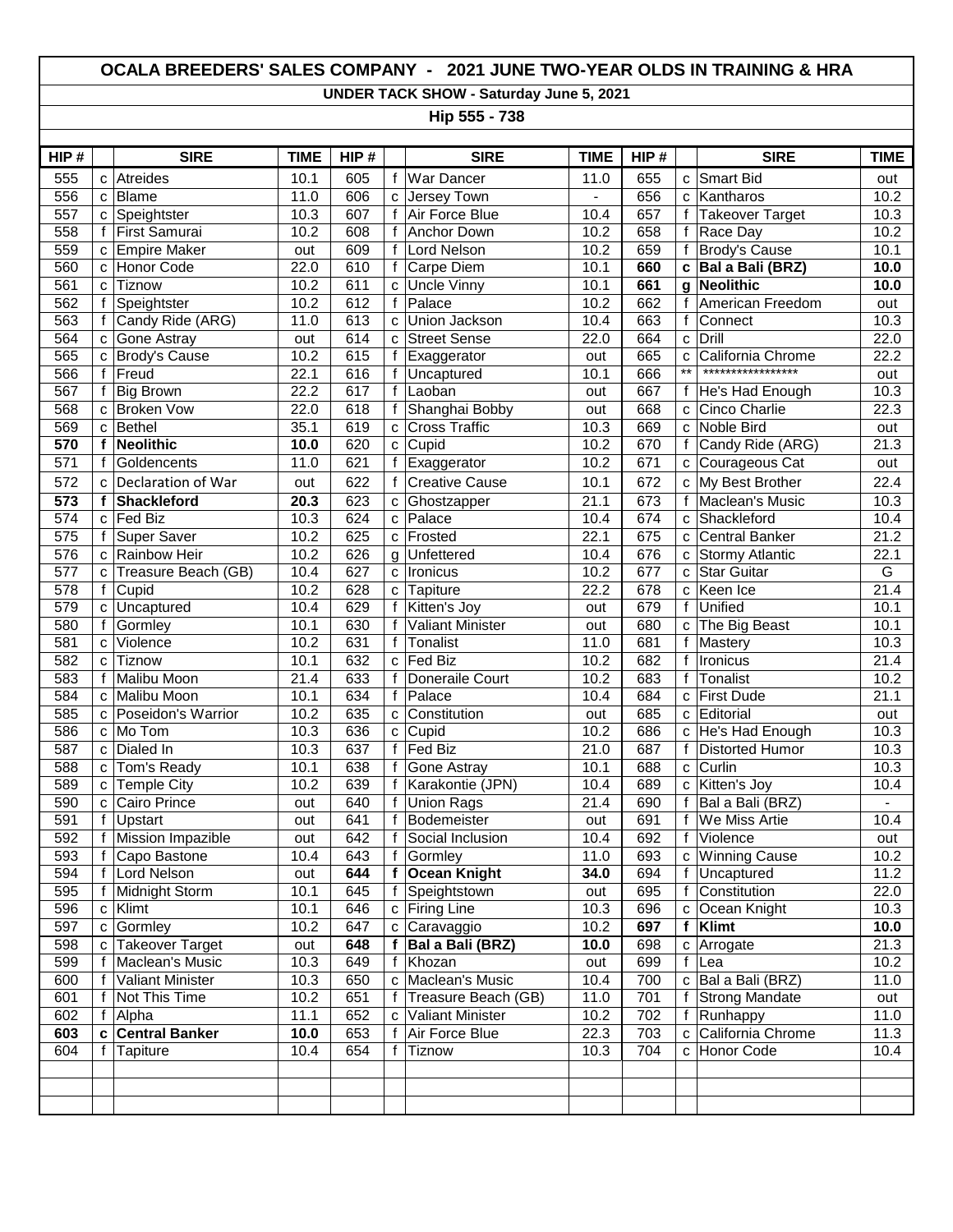# OCALA BREEDERS' SALES COMPANY - 2021 JUNE TWO-YEAR OLDS IN TRAINING & HRA

## UNDER TACK SHOW - Saturday June 5, 2021

### Hip 555 - 738

| HIP # | | SIRE | TIME | HIP # | | SIRE | TIME | HIP # | | SIRE | TIME |
|---|---|---|---|---|---|---|---|---|---|---|---|
| 555 | c | Atreides | 10.1 | 605 | f | War Dancer | 11.0 | 655 | c | Smart Bid | out |
| 556 | c | Blame | 11.0 | 606 | c | Jersey Town | - | 656 | c | Kantharos | 10.2 |
| 557 | c | Speightster | 10.3 | 607 | f | Air Force Blue | 10.4 | 657 | f | Takeover Target | 10.3 |
| 558 | f | First Samurai | 10.2 | 608 | f | Anchor Down | 10.2 | 658 | f | Race Day | 10.2 |
| 559 | c | Empire Maker | out | 609 | f | Lord Nelson | 10.2 | 659 | f | Brody's Cause | 10.1 |
| 560 | c | Honor Code | 22.0 | 610 | f | Carpe Diem | 10.1 | **660** | **c** | **Bal a Bali (BRZ)** | **10.0** |
| 561 | c | Tiznow | 10.2 | 611 | c | Uncle Vinny | 10.1 | **661** | **g** | **Neolithic** | **10.0** |
| 562 | f | Speightster | 10.2 | 612 | f | Palace | 10.2 | 662 | f | American Freedom | out |
| 563 | f | Candy Ride (ARG) | 11.0 | 613 | c | Union Jackson | 10.4 | 663 | f | Connect | 10.3 |
| 564 | c | Gone Astray | out | 614 | c | Street Sense | 22.0 | 664 | c | Drill | 22.0 |
| 565 | c | Brody's Cause | 10.2 | 615 | f | Exaggerator | out | 665 | c | California Chrome | 22.2 |
| 566 | f | Freud | 22.1 | 616 | f | Uncaptured | 10.1 | 666 | ** | ***************** | out |
| 567 | f | Big Brown | 22.2 | 617 | f | Laoban | out | 667 | f | He's Had Enough | 10.3 |
| 568 | c | Broken Vow | 22.0 | 618 | f | Shanghai Bobby | out | 668 | c | Cinco Charlie | 22.3 |
| 569 | c | Bethel | 35.1 | 619 | c | Cross Traffic | 10.3 | 669 | c | Noble Bird | out |
| **570** | **f** | **Neolithic** | **10.0** | 620 | c | Cupid | 10.2 | 670 | f | Candy Ride (ARG) | 21.3 |
| 571 | f | Goldencents | 11.0 | 621 | f | Exaggerator | 10.2 | 671 | c | Courageous Cat | out |
| 572 | c | Declaration of War | out | 622 | f | Creative Cause | 10.1 | 672 | c | My Best Brother | 22.4 |
| **573** | **f** | **Shackleford** | **20.3** | 623 | c | Ghostzapper | 21.1 | 673 | f | Maclean's Music | 10.3 |
| 574 | c | Fed Biz | 10.3 | 624 | c | Palace | 10.4 | 674 | c | Shackleford | 10.4 |
| 575 | f | Super Saver | 10.2 | 625 | c | Frosted | 22.1 | 675 | c | Central Banker | 21.2 |
| 576 | c | Rainbow Heir | 10.2 | 626 | g | Unfettered | 10.4 | 676 | c | Stormy Atlantic | 22.1 |
| 577 | c | Treasure Beach (GB) | 10.4 | 627 | c | Ironicus | 10.2 | 677 | c | Star Guitar | G |
| 578 | f | Cupid | 10.2 | 628 | c | Tapiture | 22.2 | 678 | c | Keen Ice | 21.4 |
| 579 | c | Uncaptured | 10.4 | 629 | f | Kitten's Joy | out | 679 | f | Unified | 10.1 |
| 580 | f | Gormley | 10.1 | 630 | f | Valiant Minister | out | 680 | c | The Big Beast | 10.1 |
| 581 | c | Violence | 10.2 | 631 | f | Tonalist | 11.0 | 681 | f | Mastery | 10.3 |
| 582 | c | Tiznow | 10.1 | 632 | c | Fed Biz | 10.2 | 682 | f | Ironicus | 21.4 |
| 583 | f | Malibu Moon | 21.4 | 633 | f | Doneraile Court | 10.2 | 683 | f | Tonalist | 10.2 |
| 584 | c | Malibu Moon | 10.1 | 634 | f | Palace | 10.4 | 684 | c | First Dude | 21.1 |
| 585 | c | Poseidon's Warrior | 10.2 | 635 | c | Constitution | out | 685 | c | Editorial | out |
| 586 | c | Mo Tom | 10.3 | 636 | c | Cupid | 10.2 | 686 | c | He's Had Enough | 10.3 |
| 587 | c | Dialed In | 10.3 | 637 | f | Fed Biz | 21.0 | 687 | f | Distorted Humor | 10.3 |
| 588 | c | Tom's Ready | 10.1 | 638 | f | Gone Astray | 10.1 | 688 | c | Curlin | 10.3 |
| 589 | c | Temple City | 10.2 | 639 | f | Karakontie (JPN) | 10.4 | 689 | c | Kitten's Joy | 10.4 |
| 590 | c | Cairo Prince | out | 640 | f | Union Rags | 21.4 | 690 | f | Bal a Bali (BRZ) | - |
| 591 | f | Upstart | out | 641 | f | Bodemeister | out | 691 | f | We Miss Artie | 10.4 |
| 592 | f | Mission Impazible | out | 642 | f | Social Inclusion | 10.4 | 692 | f | Violence | out |
| 593 | f | Capo Bastone | 10.4 | 643 | f | Gormley | 11.0 | 693 | c | Winning Cause | 10.2 |
| 594 | f | Lord Nelson | out | **644** | **f** | **Ocean Knight** | **34.0** | 694 | f | Uncaptured | 11.2 |
| 595 | f | Midnight Storm | 10.1 | 645 | f | Speightstown | out | 695 | f | Constitution | 22.0 |
| 596 | c | Klimt | 10.1 | 646 | c | Firing Line | 10.3 | 696 | c | Ocean Knight | 10.3 |
| 597 | c | Gormley | 10.2 | 647 | c | Caravaggio | 10.2 | **697** | **f** | **Klimt** | **10.0** |
| 598 | c | Takeover Target | out | **648** | **f** | **Bal a Bali (BRZ)** | **10.0** | 698 | c | Arrogate | 21.3 |
| 599 | f | Maclean's Music | 10.3 | 649 | f | Khozan | out | 699 | f | Lea | 10.2 |
| 600 | f | Valiant Minister | 10.3 | 650 | c | Maclean's Music | 10.4 | 700 | c | Bal a Bali (BRZ) | 11.0 |
| 601 | f | Not This Time | 10.2 | 651 | f | Treasure Beach (GB) | 11.0 | 701 | f | Strong Mandate | out |
| 602 | f | Alpha | 11.1 | 652 | c | Valiant Minister | 10.2 | 702 | f | Runhappy | 11.0 |
| **603** | **c** | **Central Banker** | **10.0** | 653 | f | Air Force Blue | 22.3 | 703 | c | California Chrome | 11.3 |
| 604 | f | Tapiture | 10.4 | 654 | f | Tiznow | 10.3 | 704 | c | Honor Code | 10.4 |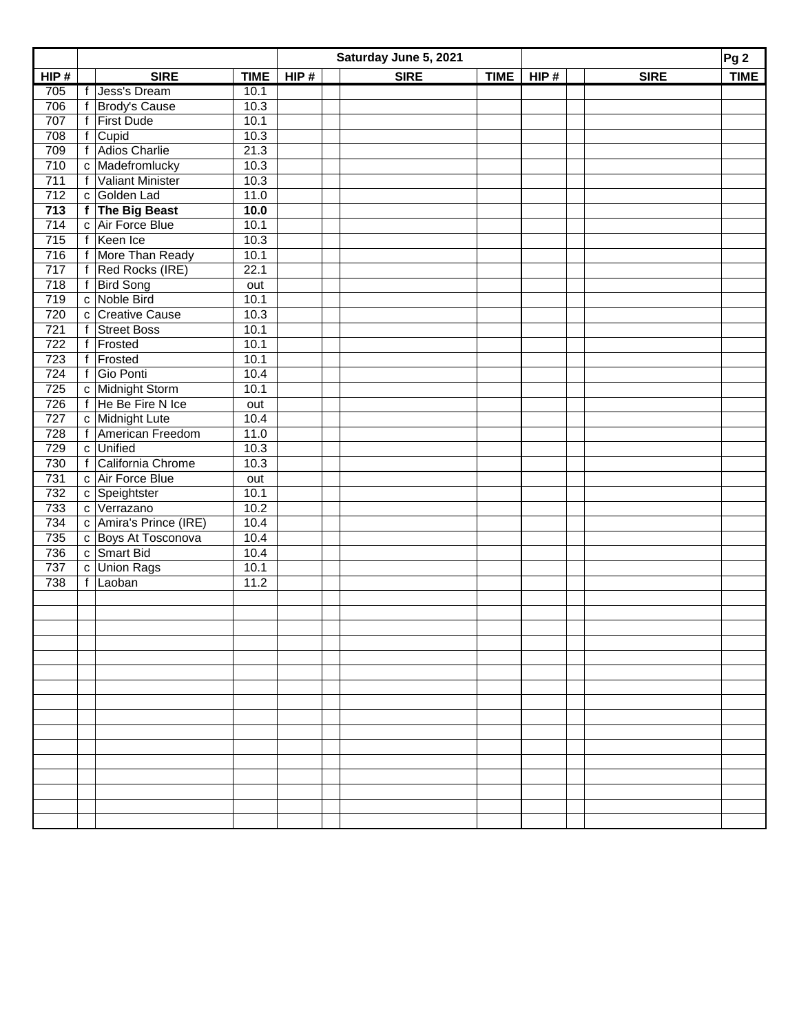| | | | | Saturday June 5, 2021 | | | | | | | Pg 2 |
|---|---|---|---|---|---|---|---|---|---|---|---|
| HIP # | | SIRE | TIME | HIP # | | SIRE | TIME | HIP # | | SIRE | TIME |
| 705 | f | Jess's Dream | 10.1 | | | | | | | | |
| 706 | f | Brody's Cause | 10.3 | | | | | | | | |
| 707 | f | First Dude | 10.1 | | | | | | | | |
| 708 | f | Cupid | 10.3 | | | | | | | | |
| 709 | f | Adios Charlie | 21.3 | | | | | | | | |
| 710 | c | Madefromlucky | 10.3 | | | | | | | | |
| 711 | f | Valiant Minister | 10.3 | | | | | | | | |
| 712 | c | Golden Lad | 11.0 | | | | | | | | |
| **713** | **f** | **The Big Beast** | **10.0** | | | | | | | | |
| 714 | c | Air Force Blue | 10.1 | | | | | | | | |
| 715 | f | Keen Ice | 10.3 | | | | | | | | |
| 716 | f | More Than Ready | 10.1 | | | | | | | | |
| 717 | f | Red Rocks (IRE) | 22.1 | | | | | | | | |
| 718 | f | Bird Song | out | | | | | | | | |
| 719 | c | Noble Bird | 10.1 | | | | | | | | |
| 720 | c | Creative Cause | 10.3 | | | | | | | | |
| 721 | f | Street Boss | 10.1 | | | | | | | | |
| 722 | f | Frosted | 10.1 | | | | | | | | |
| 723 | f | Frosted | 10.1 | | | | | | | | |
| 724 | f | Gio Ponti | 10.4 | | | | | | | | |
| 725 | c | Midnight Storm | 10.1 | | | | | | | | |
| 726 | f | He Be Fire N Ice | out | | | | | | | | |
| 727 | c | Midnight Lute | 10.4 | | | | | | | | |
| 728 | f | American Freedom | 11.0 | | | | | | | | |
| 729 | c | Unified | 10.3 | | | | | | | | |
| 730 | f | California Chrome | 10.3 | | | | | | | | |
| 731 | c | Air Force Blue | out | | | | | | | | |
| 732 | c | Speightster | 10.1 | | | | | | | | |
| 733 | c | Verrazano | 10.2 | | | | | | | | |
| 734 | c | Amira's Prince (IRE) | 10.4 | | | | | | | | |
| 735 | c | Boys At Tosconova | 10.4 | | | | | | | | |
| 736 | c | Smart Bid | 10.4 | | | | | | | | |
| 737 | c | Union Rags | 10.1 | | | | | | | | |
| 738 | f | Laoban | 11.2 | | | | | | | | |